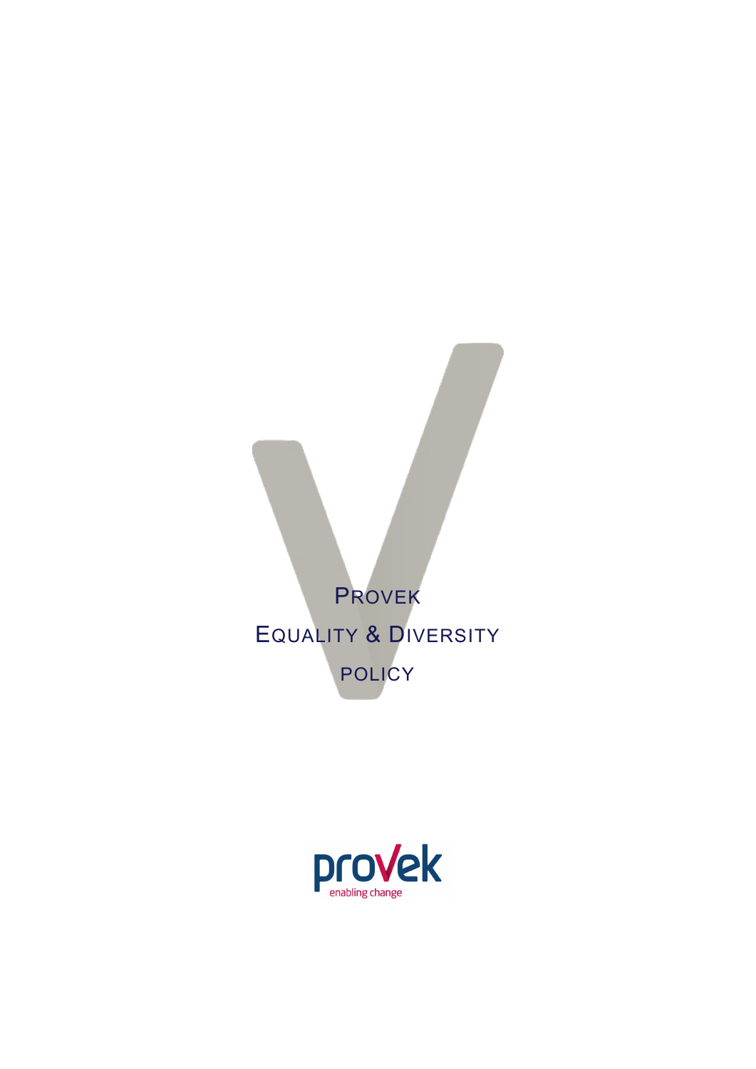# PROVEK
# EQUALITY & DIVERSITY
# POLICY

provek
enabling change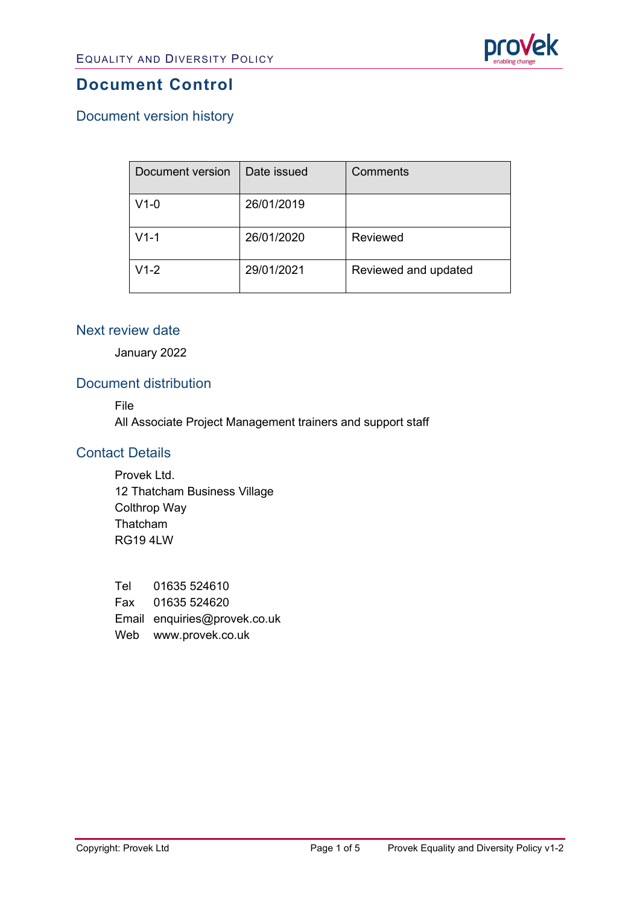# Document Control

## Document version history

| Document version | Date issued | Comments |
|---|---|---|
| V1-0 | 26/01/2019 | |
| V1-1 | 26/01/2020 | Reviewed |
| V1-2 | 29/01/2021 | Reviewed and updated |

## Next review date

January 2022

## Document distribution

File
All Associate Project Management trainers and support staff

## Contact Details

Provek Ltd.
12 Thatcham Business Village
Colthrop Way
Thatcham
RG19 4LW

Tel 01635 524610
Fax 01635 524620
Email enquiries@provek.co.uk
Web www.provek.co.uk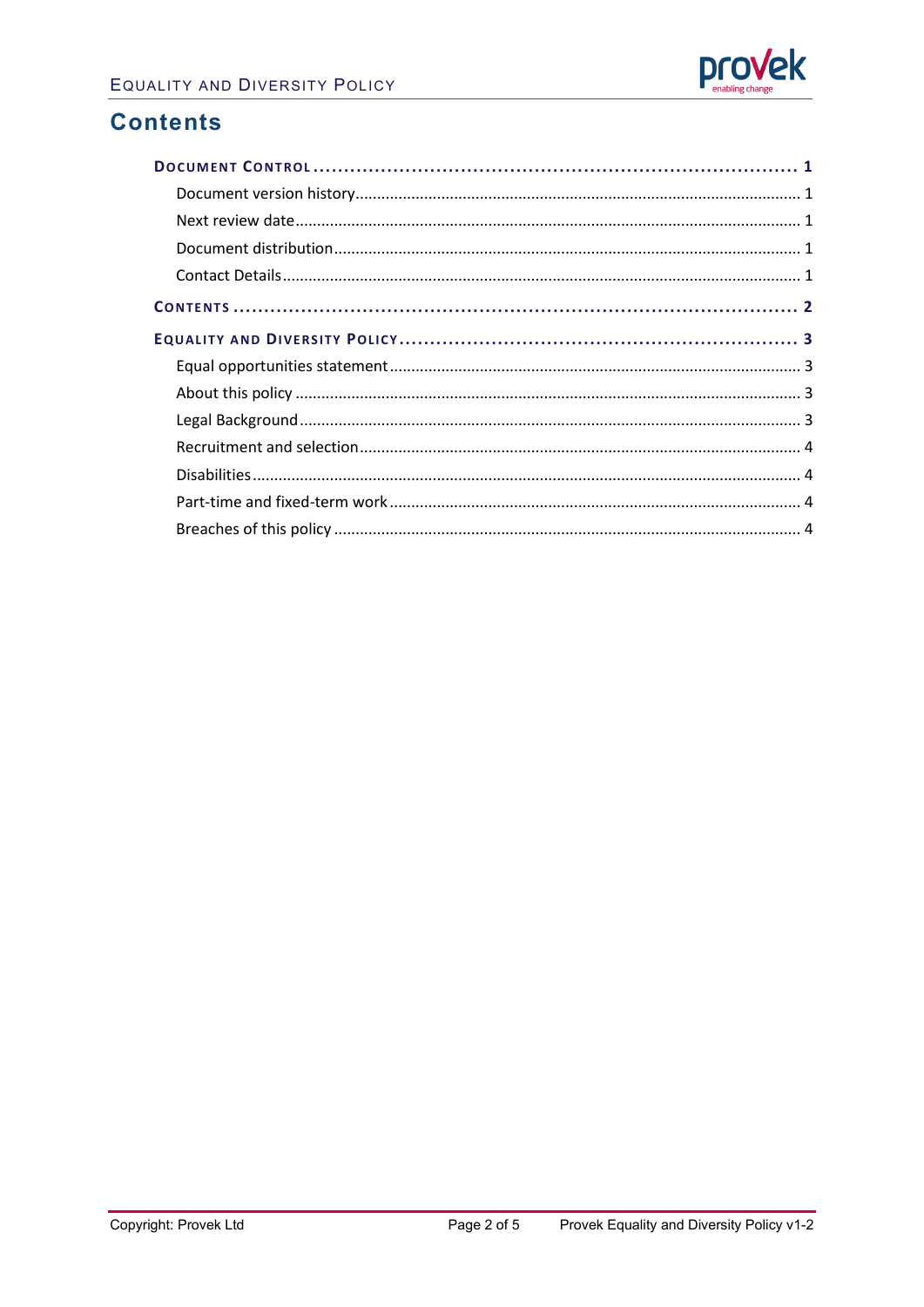# Contents

- **Document Control** ........ 1
  - Document version history ........ 1
  - Next review date ........ 1
  - Document distribution ........ 1
  - Contact Details ........ 1
- **Contents** ........ 2
- **Equality and Diversity Policy** ........ 3
  - Equal opportunities statement ........ 3
  - About this policy ........ 3
  - Legal Background ........ 3
  - Recruitment and selection ........ 4
  - Disabilities ........ 4
  - Part-time and fixed-term work ........ 4
  - Breaches of this policy ........ 4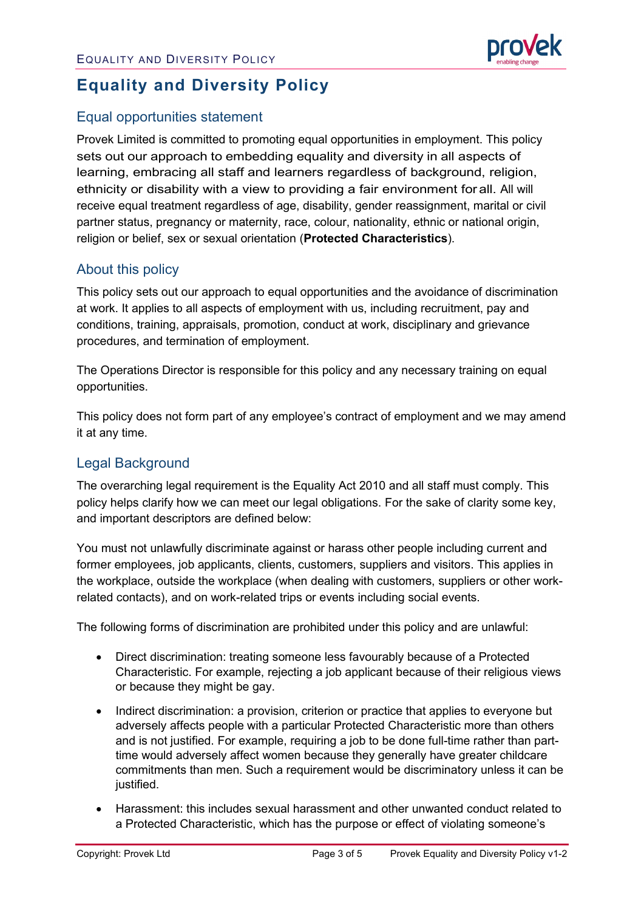# Equality and Diversity Policy

## Equal opportunities statement

Provek Limited is committed to promoting equal opportunities in employment. This policy sets out our approach to embedding equality and diversity in all aspects of learning, embracing all staff and learners regardless of background, religion, ethnicity or disability with a view to providing a fair environment for all. All will receive equal treatment regardless of age, disability, gender reassignment, marital or civil partner status, pregnancy or maternity, race, colour, nationality, ethnic or national origin, religion or belief, sex or sexual orientation (**Protected Characteristics**).

## About this policy

This policy sets out our approach to equal opportunities and the avoidance of discrimination at work. It applies to all aspects of employment with us, including recruitment, pay and conditions, training, appraisals, promotion, conduct at work, disciplinary and grievance procedures, and termination of employment.

The Operations Director is responsible for this policy and any necessary training on equal opportunities.

This policy does not form part of any employee's contract of employment and we may amend it at any time.

## Legal Background

The overarching legal requirement is the Equality Act 2010 and all staff must comply. This policy helps clarify how we can meet our legal obligations. For the sake of clarity some key, and important descriptors are defined below:

You must not unlawfully discriminate against or harass other people including current and former employees, job applicants, clients, customers, suppliers and visitors. This applies in the workplace, outside the workplace (when dealing with customers, suppliers or other work-related contacts), and on work-related trips or events including social events.

The following forms of discrimination are prohibited under this policy and are unlawful:

- Direct discrimination: treating someone less favourably because of a Protected Characteristic. For example, rejecting a job applicant because of their religious views or because they might be gay.
- Indirect discrimination: a provision, criterion or practice that applies to everyone but adversely affects people with a particular Protected Characteristic more than others and is not justified. For example, requiring a job to be done full-time rather than part-time would adversely affect women because they generally have greater childcare commitments than men. Such a requirement would be discriminatory unless it can be justified.
- Harassment: this includes sexual harassment and other unwanted conduct related to a Protected Characteristic, which has the purpose or effect of violating someone's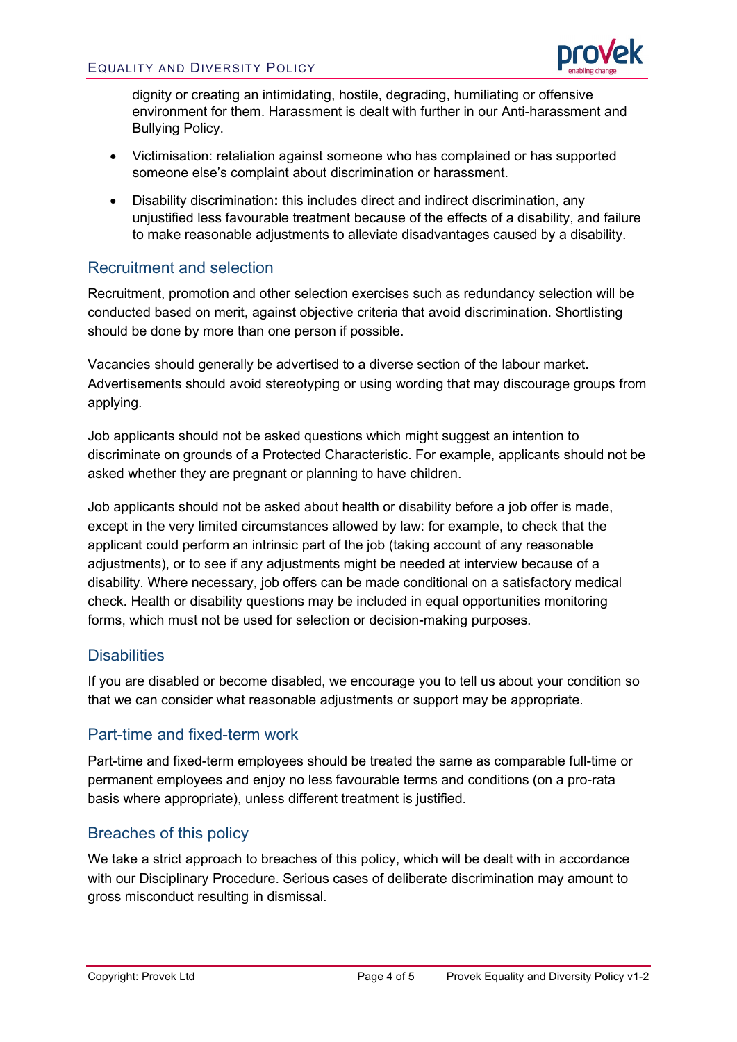dignity or creating an intimidating, hostile, degrading, humiliating or offensive environment for them. Harassment is dealt with further in our Anti-harassment and Bullying Policy.

- Victimisation: retaliation against someone who has complained or has supported someone else's complaint about discrimination or harassment.
- Disability discrimination**:** this includes direct and indirect discrimination, any unjustified less favourable treatment because of the effects of a disability, and failure to make reasonable adjustments to alleviate disadvantages caused by a disability.

## Recruitment and selection

Recruitment, promotion and other selection exercises such as redundancy selection will be conducted based on merit, against objective criteria that avoid discrimination. Shortlisting should be done by more than one person if possible.

Vacancies should generally be advertised to a diverse section of the labour market. Advertisements should avoid stereotyping or using wording that may discourage groups from applying.

Job applicants should not be asked questions which might suggest an intention to discriminate on grounds of a Protected Characteristic. For example, applicants should not be asked whether they are pregnant or planning to have children.

Job applicants should not be asked about health or disability before a job offer is made, except in the very limited circumstances allowed by law: for example, to check that the applicant could perform an intrinsic part of the job (taking account of any reasonable adjustments), or to see if any adjustments might be needed at interview because of a disability. Where necessary, job offers can be made conditional on a satisfactory medical check. Health or disability questions may be included in equal opportunities monitoring forms, which must not be used for selection or decision-making purposes.

## Disabilities

If you are disabled or become disabled, we encourage you to tell us about your condition so that we can consider what reasonable adjustments or support may be appropriate.

## Part-time and fixed-term work

Part-time and fixed-term employees should be treated the same as comparable full-time or permanent employees and enjoy no less favourable terms and conditions (on a pro-rata basis where appropriate), unless different treatment is justified.

## Breaches of this policy

We take a strict approach to breaches of this policy, which will be dealt with in accordance with our Disciplinary Procedure. Serious cases of deliberate discrimination may amount to gross misconduct resulting in dismissal.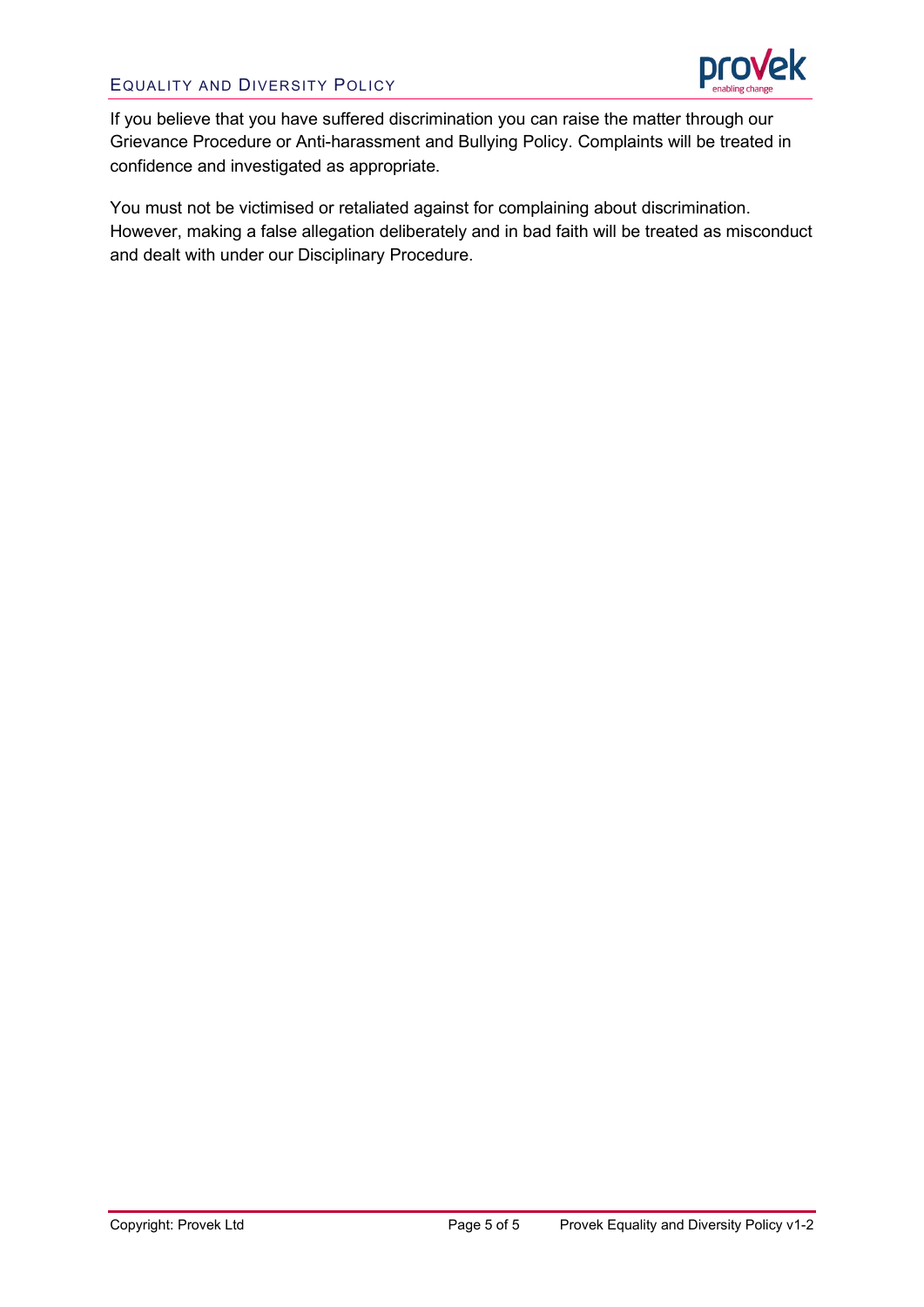If you believe that you have suffered discrimination you can raise the matter through our Grievance Procedure or Anti-harassment and Bullying Policy. Complaints will be treated in confidence and investigated as appropriate.

You must not be victimised or retaliated against for complaining about discrimination. However, making a false allegation deliberately and in bad faith will be treated as misconduct and dealt with under our Disciplinary Procedure.